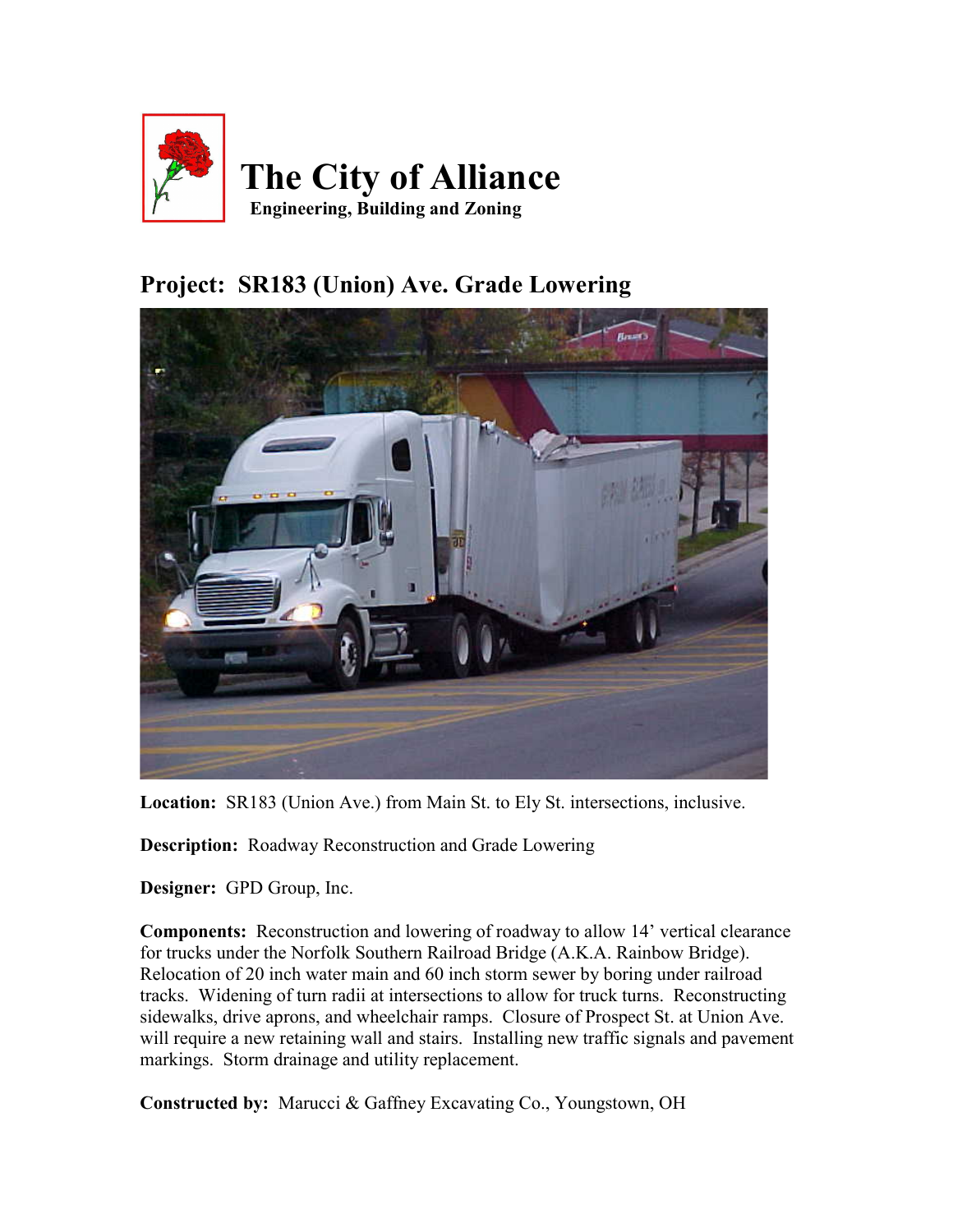# The City of Alliance

**Engineering, Building and Zoning**

## Project: SR183 (Union) Ave. Grade Lowering

**Location:** SR183 (Union Ave.) from Main St. to Ely St. intersections, inclusive.

**Description:** Roadway Reconstruction and Grade Lowering

**Designer:** GPD Group, Inc.

**Components:** Reconstruction and lowering of roadway to allow 14' vertical clearance for trucks under the Norfolk Southern Railroad Bridge (A.K.A. Rainbow Bridge). Relocation of 20 inch water main and 60 inch storm sewer by boring under railroad tracks. Widening of turn radii at intersections to allow for truck turns. Reconstructing sidewalks, drive aprons, and wheelchair ramps. Closure of Prospect St. at Union Ave. will require a new retaining wall and stairs. Installing new traffic signals and pavement markings. Storm drainage and utility replacement.

**Constructed by:** Marucci & Gaffney Excavating Co., Youngstown, OH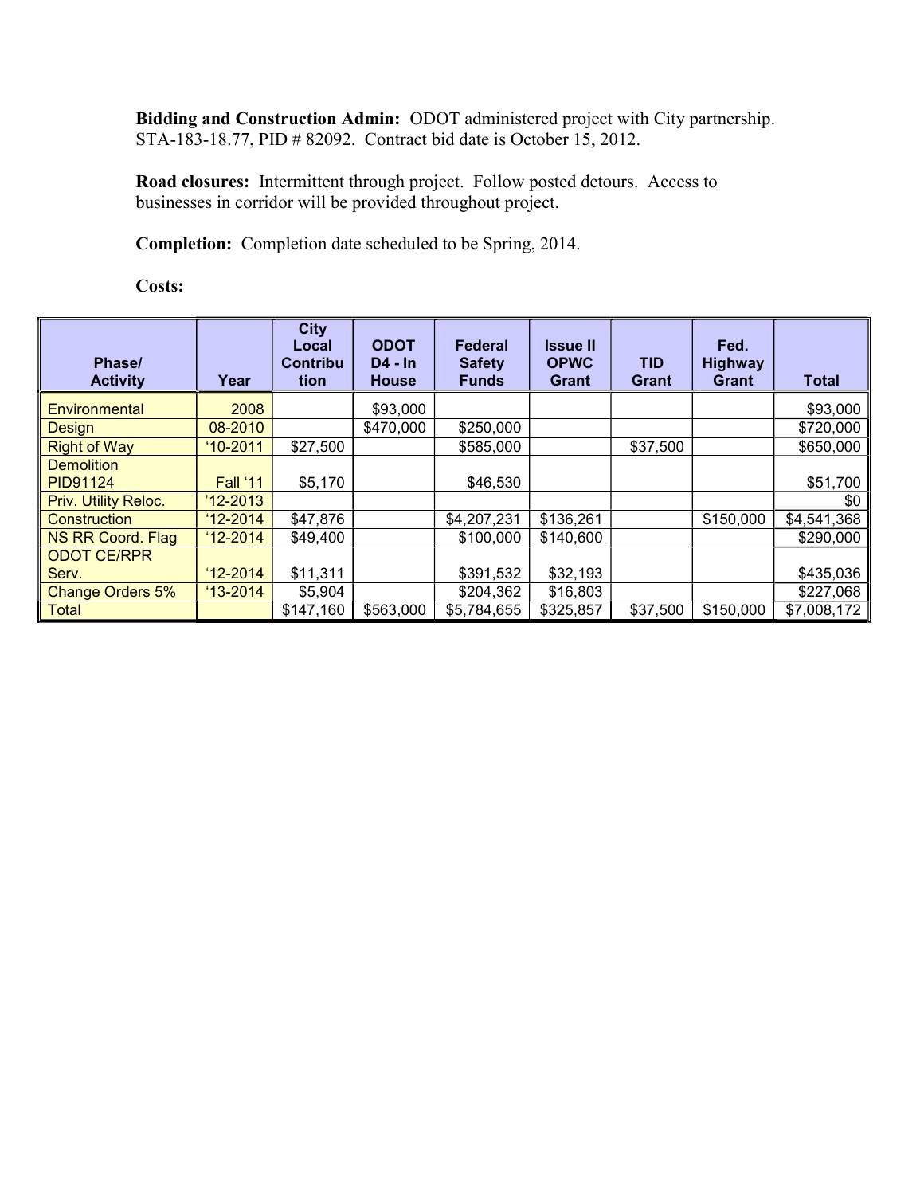**Bidding and Construction Admin:** ODOT administered project with City partnership. STA-183-18.77, PID # 82092. Contract bid date is October 15, 2012.

**Road closures:** Intermittent through project. Follow posted detours. Access to businesses in corridor will be provided throughout project.

**Completion:** Completion date scheduled to be Spring, 2014.

**Costs:**

| Phase/ Activity | Year | City Local Contribution | ODOT D4 - In House | Federal Safety Funds | Issue II OPWC Grant | TID Grant | Fed. Highway Grant | Total |
|---|---|---|---|---|---|---|---|---|
| Environmental | 2008 | | $93,000 | | | | | $93,000 |
| Design | 08-2010 | | $470,000 | $250,000 | | | | $720,000 |
| Right of Way | '10-2011 | $27,500 | | $585,000 | | $37,500 | | $650,000 |
| Demolition PID91124 | Fall '11 | $5,170 | | $46,530 | | | | $51,700 |
| Priv. Utility Reloc. | '12-2013 | | | | | | | $0 |
| Construction | '12-2014 | $47,876 | | $4,207,231 | $136,261 | | $150,000 | $4,541,368 |
| NS RR Coord. Flag | '12-2014 | $49,400 | | $100,000 | $140,600 | | | $290,000 |
| ODOT CE/RPR Serv. | '12-2014 | $11,311 | | $391,532 | $32,193 | | | $435,036 |
| Change Orders 5% | '13-2014 | $5,904 | | $204,362 | $16,803 | | | $227,068 |
| Total | | $147,160 | $563,000 | $5,784,655 | $325,857 | $37,500 | $150,000 | $7,008,172 |